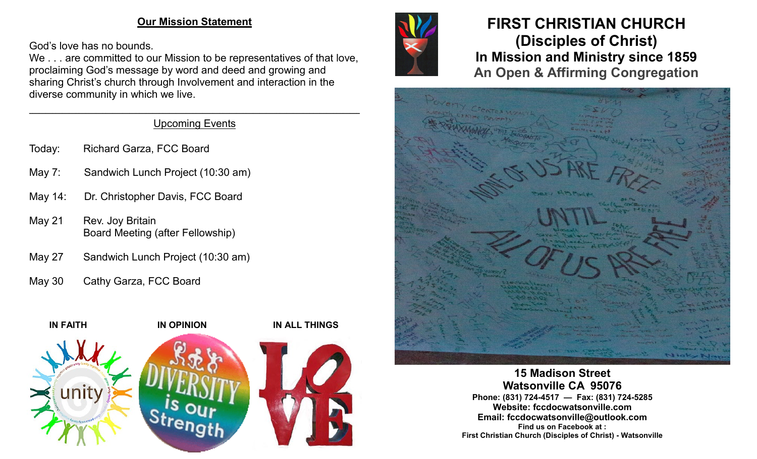## Our Mission Statement

God's love has no bounds.
We . . . are committed to our Mission to be representatives of that love, proclaiming God's message by word and deed and growing and sharing Christ's church through Involvement and interaction in the diverse community in which we live.

---

### Upcoming Events

| | |
|---|---|
| Today: | Richard Garza, FCC Board |
| May 7: | Sandwich Lunch Project (10:30 am) |
| May 14: | Dr. Christopher Davis, FCC Board |
| May 21 | Rev. Joy Britain<br>Board Meeting (after Fellowship) |
| May 27 | Sandwich Lunch Project (10:30 am) |
| May 30 | Cathy Garza, FCC Board |

**IN FAITH** **IN OPINION** **IN ALL THINGS**

# FIRST CHRISTIAN CHURCH
# (Disciples of Christ)
## In Mission and Ministry since 1859
## An Open & Affirming Congregation

**15 Madison Street**
**Watsonville CA 95076**
**Phone: (831) 724-4517 — Fax: (831) 724-5285**
**Website: fccdocwatsonville.com**
**Email: fccdocwatsonville@outlook.com**
**Find us on Facebook at :**
**First Christian Church (Disciples of Christ) - Watsonville**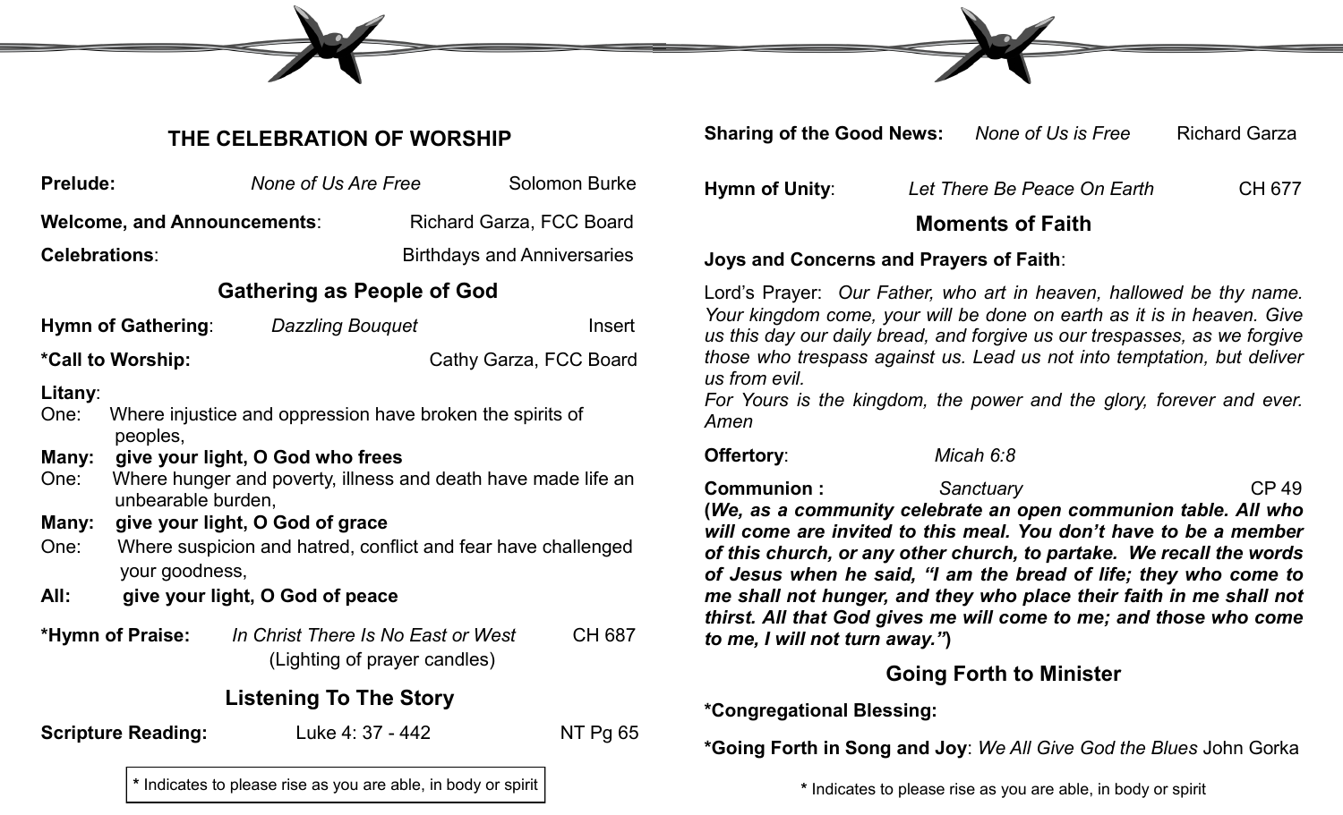# THE CELEBRATION OF WORSHIP

**Prelude:** *None of Us Are Free* Solomon Burke

**Welcome, and Announcements**: Richard Garza, FCC Board

**Celebrations**: Birthdays and Anniversaries

## Gathering as People of God

**Hymn of Gathering**: *Dazzling Bouquet* Insert

***Call to Worship:** Cathy Garza, FCC Board

**Litany**:

One: Where injustice and oppression have broken the spirits of peoples,

**Many: give your light, O God who frees**

One: Where hunger and poverty, illness and death have made life an unbearable burden,

**Many: give your light, O God of grace**

One: Where suspicion and hatred, conflict and fear have challenged your goodness,

**All: give your light, O God of peace**

***Hymn of Praise:** *In Christ There Is No East or West* CH 687
(Lighting of prayer candles)

## Listening To The Story

**Scripture Reading:** Luke 4: 37 - 442 NT Pg 65

\* Indicates to please rise as you are able, in body or spirit

**Sharing of the Good News:** *None of Us is Free* Richard Garza

**Hymn of Unity**: *Let There Be Peace On Earth* CH 677

## Moments of Faith

**Joys and Concerns and Prayers of Faith**:

Lord's Prayer: *Our Father, who art in heaven, hallowed be thy name. Your kingdom come, your will be done on earth as it is in heaven. Give us this day our daily bread, and forgive us our trespasses, as we forgive those who trespass against us. Lead us not into temptation, but deliver us from evil.*
*For Yours is the kingdom, the power and the glory, forever and ever. Amen*

**Offertory**: *Micah 6:8*

**Communion :** *Sanctuary* CP 49

**(*We, as a community celebrate an open communion table. All who will come are invited to this meal. You don't have to be a member of this church, or any other church, to partake. We recall the words of Jesus when he said, "I am the bread of life; they who come to me shall not hunger, and they who place their faith in me shall not thirst. All that God gives me will come to me; and those who come to me, I will not turn away."*)**

## Going Forth to Minister

***Congregational Blessing:**

***Going Forth in Song and Joy**: *We All Give God the Blues* John Gorka

\* Indicates to please rise as you are able, in body or spirit